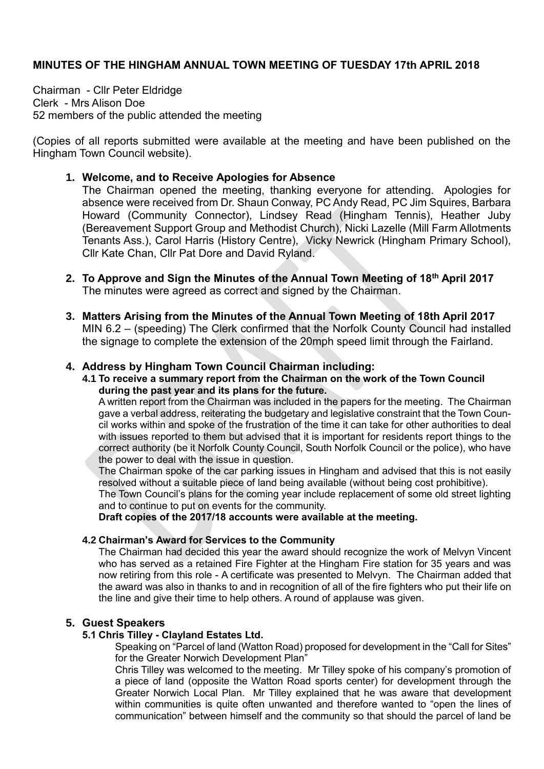**MINUTES OF THE HINGHAM ANNUAL TOWN MEETING OF TUESDAY 17th APRIL 2018**

Chairman - Cllr Peter Eldridge
Clerk - Mrs Alison Doe
52 members of the public attended the meeting

(Copies of all reports submitted were available at the meeting and have been published on the Hingham Town Council website).

1. **Welcome, and to Receive Apologies for Absence**
   The Chairman opened the meeting, thanking everyone for attending. Apologies for absence were received from Dr. Shaun Conway, PC Andy Read, PC Jim Squires, Barbara Howard (Community Connector), Lindsey Read (Hingham Tennis), Heather Juby (Bereavement Support Group and Methodist Church), Nicki Lazelle (Mill Farm Allotments Tenants Ass.), Carol Harris (History Centre), Vicky Newrick (Hingham Primary School), Cllr Kate Chan, Cllr Pat Dore and David Ryland.

2. **To Approve and Sign the Minutes of the Annual Town Meeting of 18th April 2017**
   The minutes were agreed as correct and signed by the Chairman.

3. **Matters Arising from the Minutes of the Annual Town Meeting of 18th April 2017**
   MIN 6.2 – (speeding) The Clerk confirmed that the Norfolk County Council had installed the signage to complete the extension of the 20mph speed limit through the Fairland.

4. **Address by Hingham Town Council Chairman including:**
   **4.1 To receive a summary report from the Chairman on the work of the Town Council during the past year and its plans for the future.**
   A written report from the Chairman was included in the papers for the meeting. The Chairman gave a verbal address, reiterating the budgetary and legislative constraint that the Town Council works within and spoke of the frustration of the time it can take for other authorities to deal with issues reported to them but advised that it is important for residents report things to the correct authority (be it Norfolk County Council, South Norfolk Council or the police), who have the power to deal with the issue in question.
   The Chairman spoke of the car parking issues in Hingham and advised that this is not easily resolved without a suitable piece of land being available (without being cost prohibitive).
   The Town Council's plans for the coming year include replacement of some old street lighting and to continue to put on events for the community.
   **Draft copies of the 2017/18 accounts were available at the meeting.**

   **4.2 Chairman's Award for Services to the Community**
   The Chairman had decided this year the award should recognize the work of Melvyn Vincent who has served as a retained Fire Fighter at the Hingham Fire station for 35 years and was now retiring from this role - A certificate was presented to Melvyn. The Chairman added that the award was also in thanks to and in recognition of all of the fire fighters who put their life on the line and give their time to help others. A round of applause was given.

5. **Guest Speakers**
   **5.1 Chris Tilley - Clayland Estates Ltd.**
   Speaking on "Parcel of land (Watton Road) proposed for development in the "Call for Sites" for the Greater Norwich Development Plan"
   Chris Tilley was welcomed to the meeting. Mr Tilley spoke of his company's promotion of a piece of land (opposite the Watton Road sports center) for development through the Greater Norwich Local Plan. Mr Tilley explained that he was aware that development within communities is quite often unwanted and therefore wanted to "open the lines of communication" between himself and the community so that should the parcel of land be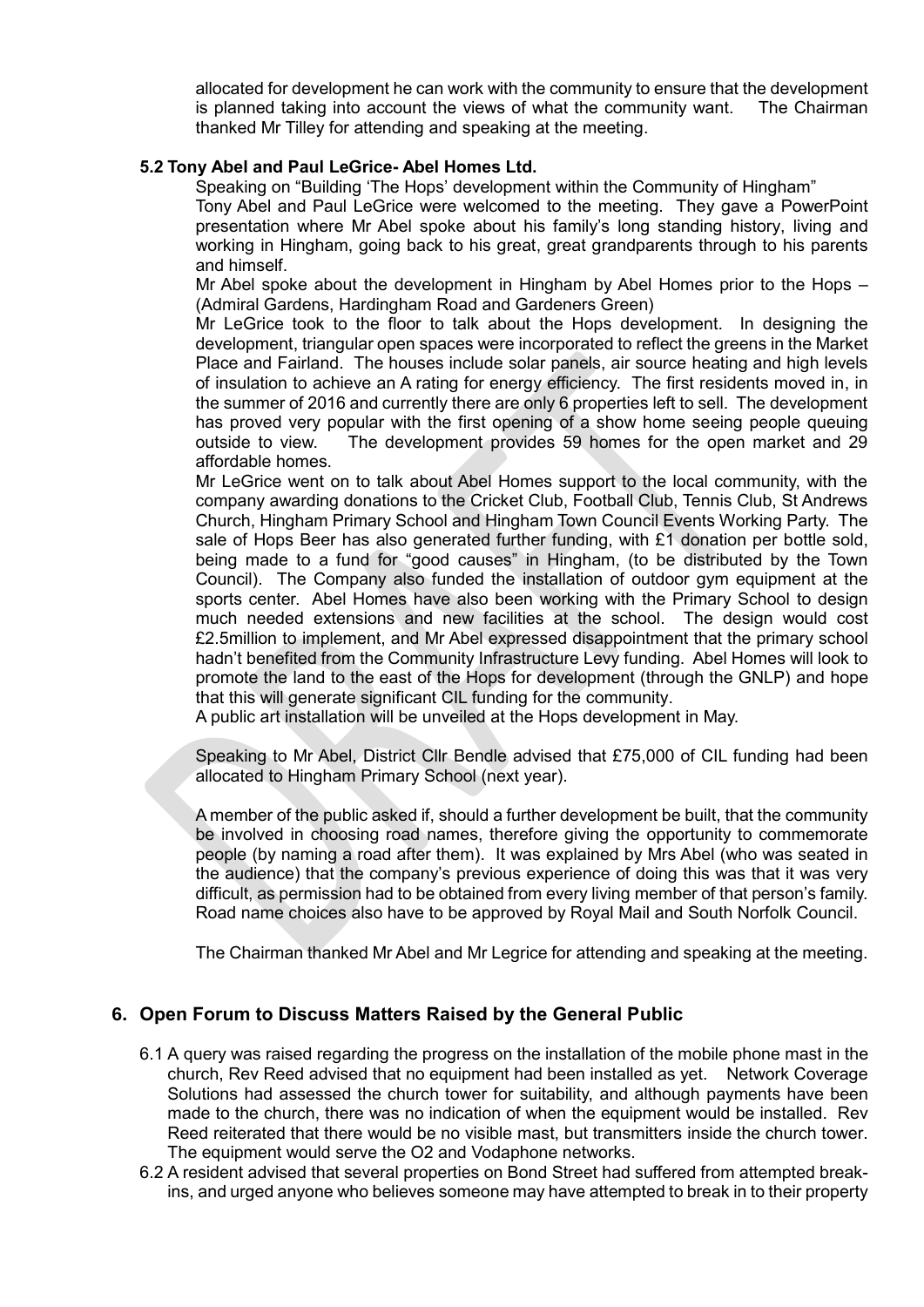allocated for development he can work with the community to ensure that the development is planned taking into account the views of what the community want. The Chairman thanked Mr Tilley for attending and speaking at the meeting.

**5.2 Tony Abel and Paul LeGrice- Abel Homes Ltd.**

Speaking on "Building 'The Hops' development within the Community of Hingham"

Tony Abel and Paul LeGrice were welcomed to the meeting. They gave a PowerPoint presentation where Mr Abel spoke about his family's long standing history, living and working in Hingham, going back to his great, great grandparents through to his parents and himself.

Mr Abel spoke about the development in Hingham by Abel Homes prior to the Hops – (Admiral Gardens, Hardingham Road and Gardeners Green)

Mr LeGrice took to the floor to talk about the Hops development. In designing the development, triangular open spaces were incorporated to reflect the greens in the Market Place and Fairland. The houses include solar panels, air source heating and high levels of insulation to achieve an A rating for energy efficiency. The first residents moved in, in the summer of 2016 and currently there are only 6 properties left to sell. The development has proved very popular with the first opening of a show home seeing people queuing outside to view. The development provides 59 homes for the open market and 29 affordable homes.

Mr LeGrice went on to talk about Abel Homes support to the local community, with the company awarding donations to the Cricket Club, Football Club, Tennis Club, St Andrews Church, Hingham Primary School and Hingham Town Council Events Working Party. The sale of Hops Beer has also generated further funding, with £1 donation per bottle sold, being made to a fund for "good causes" in Hingham, (to be distributed by the Town Council). The Company also funded the installation of outdoor gym equipment at the sports center. Abel Homes have also been working with the Primary School to design much needed extensions and new facilities at the school. The design would cost £2.5million to implement, and Mr Abel expressed disappointment that the primary school hadn't benefited from the Community Infrastructure Levy funding. Abel Homes will look to promote the land to the east of the Hops for development (through the GNLP) and hope that this will generate significant CIL funding for the community.

A public art installation will be unveiled at the Hops development in May.

Speaking to Mr Abel, District Cllr Bendle advised that £75,000 of CIL funding had been allocated to Hingham Primary School (next year).

A member of the public asked if, should a further development be built, that the community be involved in choosing road names, therefore giving the opportunity to commemorate people (by naming a road after them). It was explained by Mrs Abel (who was seated in the audience) that the company's previous experience of doing this was that it was very difficult, as permission had to be obtained from every living member of that person's family. Road name choices also have to be approved by Royal Mail and South Norfolk Council.

The Chairman thanked Mr Abel and Mr Legrice for attending and speaking at the meeting.

## 6. Open Forum to Discuss Matters Raised by the General Public

6.1 A query was raised regarding the progress on the installation of the mobile phone mast in the church, Rev Reed advised that no equipment had been installed as yet. Network Coverage Solutions had assessed the church tower for suitability, and although payments have been made to the church, there was no indication of when the equipment would be installed. Rev Reed reiterated that there would be no visible mast, but transmitters inside the church tower. The equipment would serve the O2 and Vodaphone networks.

6.2 A resident advised that several properties on Bond Street had suffered from attempted break-ins, and urged anyone who believes someone may have attempted to break in to their property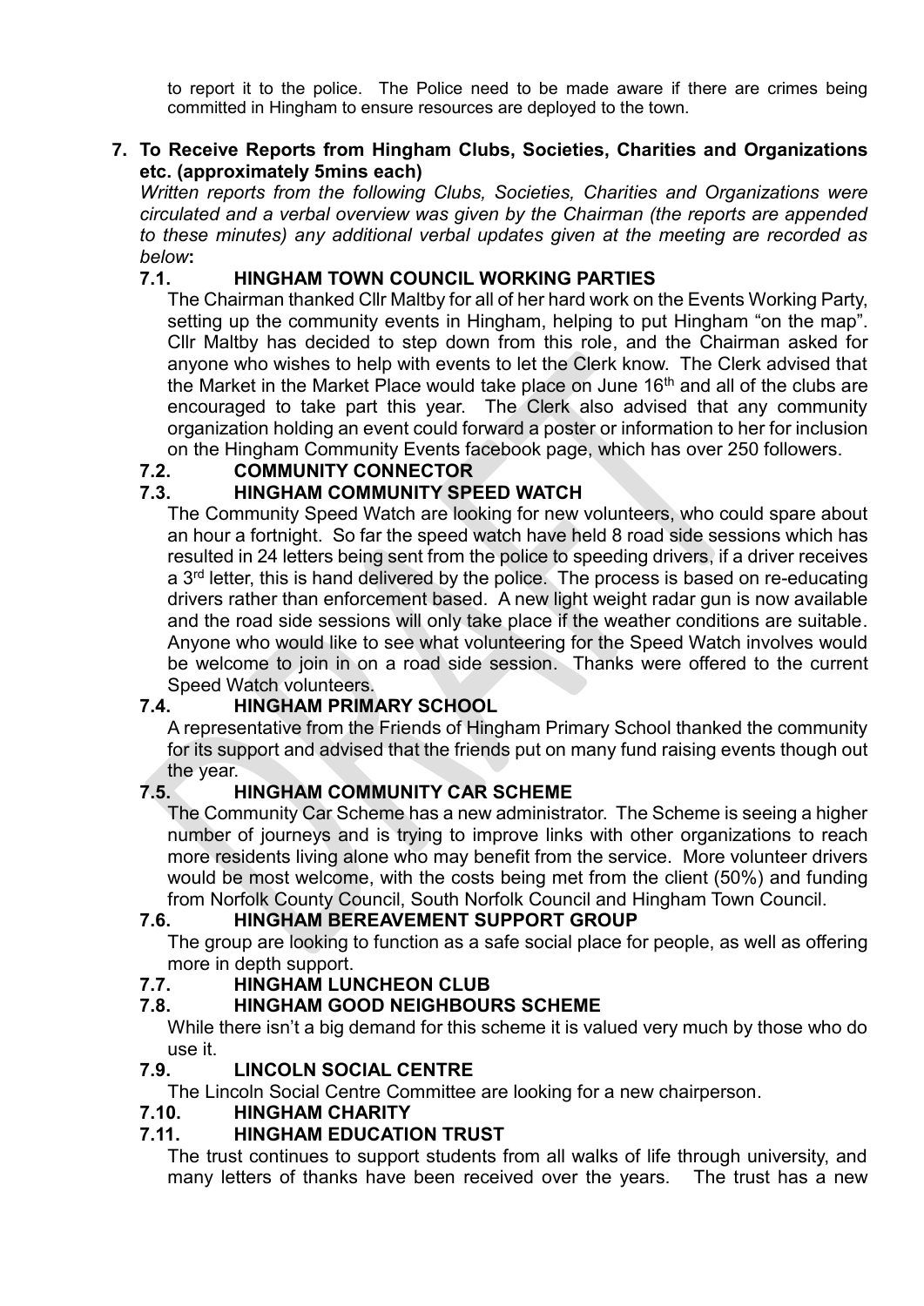to report it to the police. The Police need to be made aware if there are crimes being committed in Hingham to ensure resources are deployed to the town.

**7. To Receive Reports from Hingham Clubs, Societies, Charities and Organizations etc. (approximately 5mins each)**

*Written reports from the following Clubs, Societies, Charities and Organizations were circulated and a verbal overview was given by the Chairman (the reports are appended to these minutes) any additional verbal updates given at the meeting are recorded as below***:**

**7.1. HINGHAM TOWN COUNCIL WORKING PARTIES**

The Chairman thanked Cllr Maltby for all of her hard work on the Events Working Party, setting up the community events in Hingham, helping to put Hingham "on the map". Cllr Maltby has decided to step down from this role, and the Chairman asked for anyone who wishes to help with events to let the Clerk know. The Clerk advised that the Market in the Market Place would take place on June 16th and all of the clubs are encouraged to take part this year. The Clerk also advised that any community organization holding an event could forward a poster or information to her for inclusion on the Hingham Community Events facebook page, which has over 250 followers.

**7.2. COMMUNITY CONNECTOR**

**7.3. HINGHAM COMMUNITY SPEED WATCH**

The Community Speed Watch are looking for new volunteers, who could spare about an hour a fortnight. So far the speed watch have held 8 road side sessions which has resulted in 24 letters being sent from the police to speeding drivers, if a driver receives a 3rd letter, this is hand delivered by the police. The process is based on re-educating drivers rather than enforcement based. A new light weight radar gun is now available and the road side sessions will only take place if the weather conditions are suitable. Anyone who would like to see what volunteering for the Speed Watch involves would be welcome to join in on a road side session. Thanks were offered to the current Speed Watch volunteers.

**7.4. HINGHAM PRIMARY SCHOOL**

A representative from the Friends of Hingham Primary School thanked the community for its support and advised that the friends put on many fund raising events though out the year.

**7.5. HINGHAM COMMUNITY CAR SCHEME**

The Community Car Scheme has a new administrator. The Scheme is seeing a higher number of journeys and is trying to improve links with other organizations to reach more residents living alone who may benefit from the service. More volunteer drivers would be most welcome, with the costs being met from the client (50%) and funding from Norfolk County Council, South Norfolk Council and Hingham Town Council.

**7.6. HINGHAM BEREAVEMENT SUPPORT GROUP**

The group are looking to function as a safe social place for people, as well as offering more in depth support.

**7.7. HINGHAM LUNCHEON CLUB**

**7.8. HINGHAM GOOD NEIGHBOURS SCHEME**

While there isn't a big demand for this scheme it is valued very much by those who do use it.

**7.9. LINCOLN SOCIAL CENTRE**

The Lincoln Social Centre Committee are looking for a new chairperson.

**7.10. HINGHAM CHARITY**

**7.11. HINGHAM EDUCATION TRUST**

The trust continues to support students from all walks of life through university, and many letters of thanks have been received over the years. The trust has a new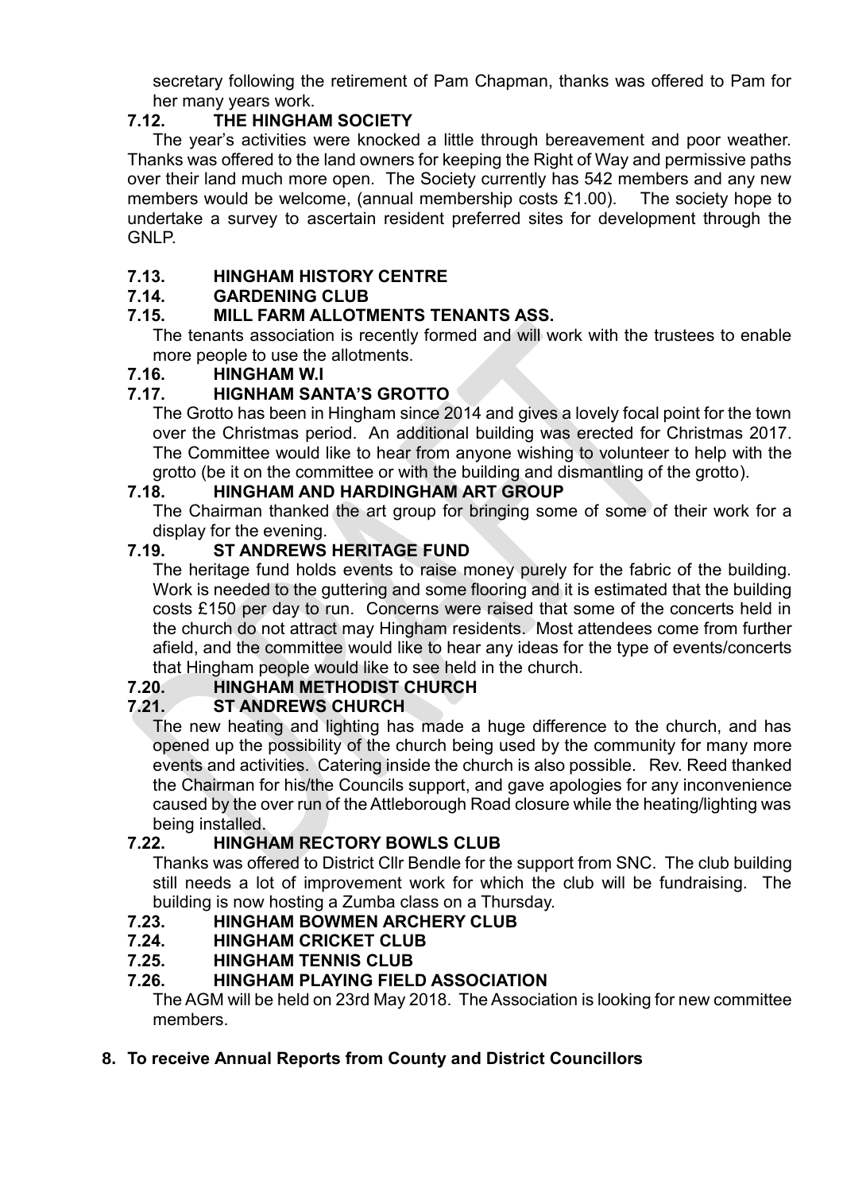secretary following the retirement of Pam Chapman, thanks was offered to Pam for her many years work.

**7.12. THE HINGHAM SOCIETY**

The year's activities were knocked a little through bereavement and poor weather. Thanks was offered to the land owners for keeping the Right of Way and permissive paths over their land much more open. The Society currently has 542 members and any new members would be welcome, (annual membership costs £1.00). The society hope to undertake a survey to ascertain resident preferred sites for development through the GNLP.

**7.13. HINGHAM HISTORY CENTRE**

**7.14. GARDENING CLUB**

**7.15. MILL FARM ALLOTMENTS TENANTS ASS.**

The tenants association is recently formed and will work with the trustees to enable more people to use the allotments.

**7.16. HINGHAM W.I**

**7.17. HIGNHAM SANTA'S GROTTO**

The Grotto has been in Hingham since 2014 and gives a lovely focal point for the town over the Christmas period. An additional building was erected for Christmas 2017. The Committee would like to hear from anyone wishing to volunteer to help with the grotto (be it on the committee or with the building and dismantling of the grotto).

**7.18. HINGHAM AND HARDINGHAM ART GROUP**

The Chairman thanked the art group for bringing some of some of their work for a display for the evening.

**7.19. ST ANDREWS HERITAGE FUND**

The heritage fund holds events to raise money purely for the fabric of the building. Work is needed to the guttering and some flooring and it is estimated that the building costs £150 per day to run. Concerns were raised that some of the concerts held in the church do not attract may Hingham residents. Most attendees come from further afield, and the committee would like to hear any ideas for the type of events/concerts that Hingham people would like to see held in the church.

**7.20. HINGHAM METHODIST CHURCH**

**7.21. ST ANDREWS CHURCH**

The new heating and lighting has made a huge difference to the church, and has opened up the possibility of the church being used by the community for many more events and activities. Catering inside the church is also possible. Rev. Reed thanked the Chairman for his/the Councils support, and gave apologies for any inconvenience caused by the over run of the Attleborough Road closure while the heating/lighting was being installed.

**7.22. HINGHAM RECTORY BOWLS CLUB**

Thanks was offered to District Cllr Bendle for the support from SNC. The club building still needs a lot of improvement work for which the club will be fundraising. The building is now hosting a Zumba class on a Thursday.

**7.23. HINGHAM BOWMEN ARCHERY CLUB**

**7.24. HINGHAM CRICKET CLUB**

**7.25. HINGHAM TENNIS CLUB**

**7.26. HINGHAM PLAYING FIELD ASSOCIATION**

The AGM will be held on 23rd May 2018. The Association is looking for new committee members.

**8. To receive Annual Reports from County and District Councillors**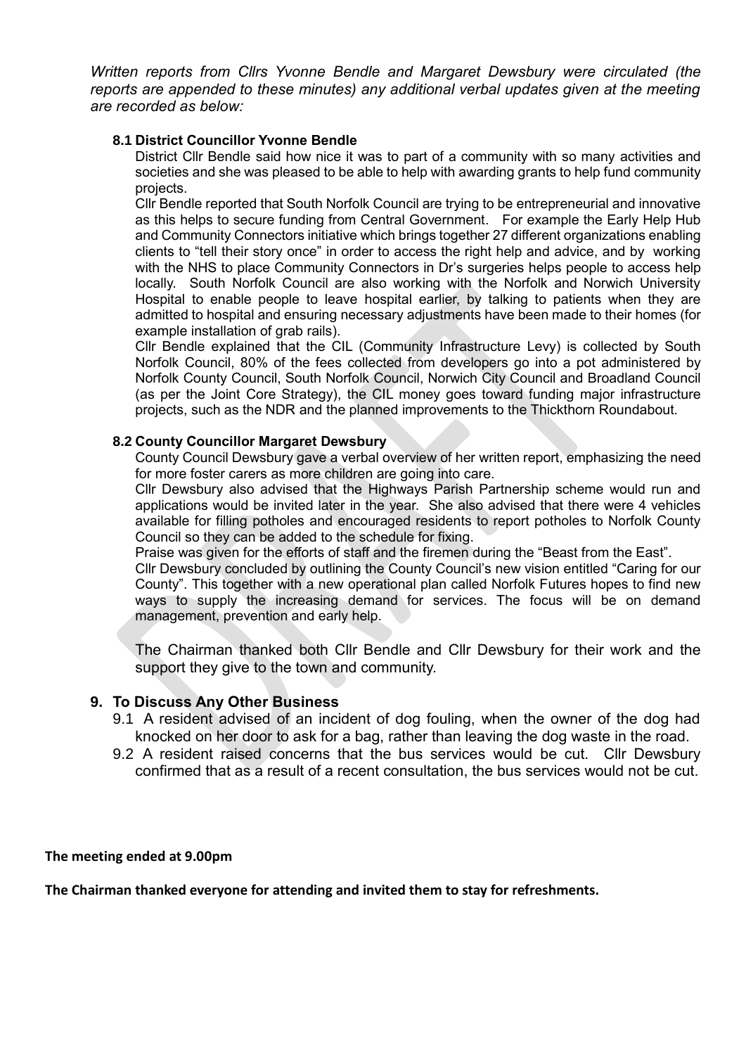*Written reports from Cllrs Yvonne Bendle and Margaret Dewsbury were circulated (the reports are appended to these minutes) any additional verbal updates given at the meeting are recorded as below:*

**8.1 District Councillor Yvonne Bendle**

District Cllr Bendle said how nice it was to part of a community with so many activities and societies and she was pleased to be able to help with awarding grants to help fund community projects.

Cllr Bendle reported that South Norfolk Council are trying to be entrepreneurial and innovative as this helps to secure funding from Central Government. For example the Early Help Hub and Community Connectors initiative which brings together 27 different organizations enabling clients to "tell their story once" in order to access the right help and advice, and by working with the NHS to place Community Connectors in Dr's surgeries helps people to access help locally. South Norfolk Council are also working with the Norfolk and Norwich University Hospital to enable people to leave hospital earlier, by talking to patients when they are admitted to hospital and ensuring necessary adjustments have been made to their homes (for example installation of grab rails).

Cllr Bendle explained that the CIL (Community Infrastructure Levy) is collected by South Norfolk Council, 80% of the fees collected from developers go into a pot administered by Norfolk County Council, South Norfolk Council, Norwich City Council and Broadland Council (as per the Joint Core Strategy), the CIL money goes toward funding major infrastructure projects, such as the NDR and the planned improvements to the Thickthorn Roundabout.

**8.2 County Councillor Margaret Dewsbury**

County Council Dewsbury gave a verbal overview of her written report, emphasizing the need for more foster carers as more children are going into care.

Cllr Dewsbury also advised that the Highways Parish Partnership scheme would run and applications would be invited later in the year. She also advised that there were 4 vehicles available for filling potholes and encouraged residents to report potholes to Norfolk County Council so they can be added to the schedule for fixing.

Praise was given for the efforts of staff and the firemen during the "Beast from the East".

Cllr Dewsbury concluded by outlining the County Council's new vision entitled "Caring for our County". This together with a new operational plan called Norfolk Futures hopes to find new ways to supply the increasing demand for services. The focus will be on demand management, prevention and early help.

The Chairman thanked both Cllr Bendle and Cllr Dewsbury for their work and the support they give to the town and community.

## 9. To Discuss Any Other Business

9.1 A resident advised of an incident of dog fouling, when the owner of the dog had knocked on her door to ask for a bag, rather than leaving the dog waste in the road.

9.2 A resident raised concerns that the bus services would be cut. Cllr Dewsbury confirmed that as a result of a recent consultation, the bus services would not be cut.

**The meeting ended at 9.00pm**

**The Chairman thanked everyone for attending and invited them to stay for refreshments.**